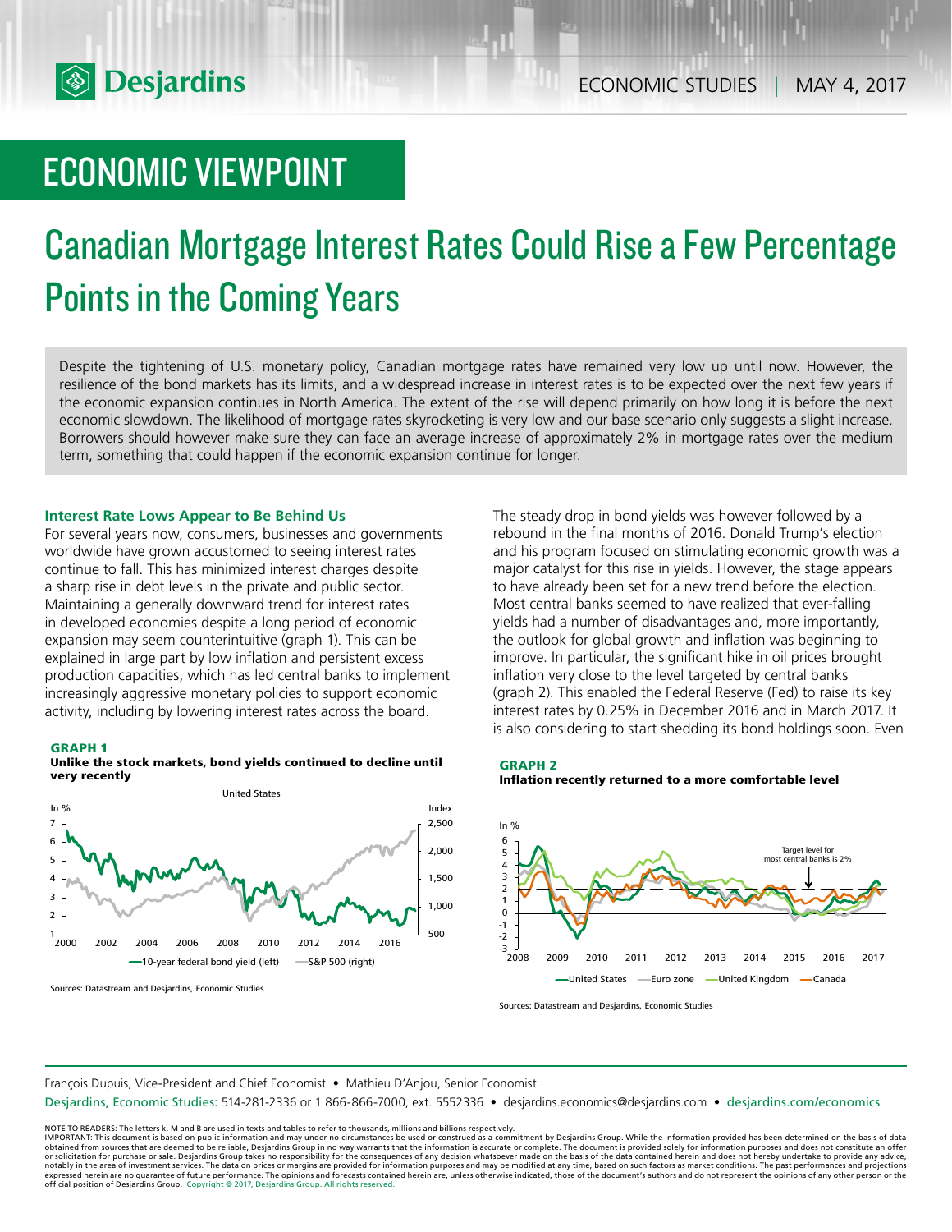# ECONOMIC VIEWPOINT

# Canadian Mortgage Interest Rates Could Rise a Few Percentage Points in the Coming Years

Despite the tightening of U.S. monetary policy, Canadian mortgage rates have remained very low up until now. However, the resilience of the bond markets has its limits, and a widespread increase in interest rates is to be expected over the next few years if the economic expansion continues in North America. The extent of the rise will depend primarily on how long it is before the next economic slowdown. The likelihood of mortgage rates skyrocketing is very low and our base scenario only suggests a slight increase. Borrowers should however make sure they can face an average increase of approximately 2% in mortgage rates over the medium term, something that could happen if the economic expansion continue for longer.

### Interest Rate Lows Appear to Be Behind Us

For several years now, consumers, businesses and governments worldwide have grown accustomed to seeing interest rates continue to fall. This has minimized interest charges despite a sharp rise in debt levels in the private and public sector. Maintaining a generally downward trend for interest rates in developed economies despite a long period of economic expansion may seem counterintuitive (graph 1). This can be explained in large part by low inflation and persistent excess production capacities, which has led central banks to implement increasingly aggressive monetary policies to support economic activity, including by lowering interest rates across the board.

**GRAPH 1**
**Unlike the stock markets, bond yields continued to decline until very recently**

Sources: Datastream and Desjardins, Economic Studies

The steady drop in bond yields was however followed by a rebound in the final months of 2016. Donald Trump's election and his program focused on stimulating economic growth was a major catalyst for this rise in yields. However, the stage appears to have already been set for a new trend before the election. Most central banks seemed to have realized that ever-falling yields had a number of disadvantages and, more importantly, the outlook for global growth and inflation was beginning to improve. In particular, the significant hike in oil prices brought inflation very close to the level targeted by central banks (graph 2). This enabled the Federal Reserve (Fed) to raise its key interest rates by 0.25% in December 2016 and in March 2017. It is also considering to start shedding its bond holdings soon. Even

**GRAPH 2**
**Inflation recently returned to a more comfortable level**

Sources: Datastream and Desjardins, Economic Studies

François Dupuis, Vice-President and Chief Economist • Mathieu D'Anjou, Senior Economist

Desjardins, Economic Studies: 514-281-2336 or 1 866-866-7000, ext. 5552336 • desjardins.economics@desjardins.com • desjardins.com/economics

NOTE TO READERS: The letters k, M and B are used in texts and tables to refer to thousands, millions and billions respectively.
IMPORTANT: This document is based on public information and may under no circumstances be used or construed as a commitment by Desjardins Group. While the information provided has been determined on the basis of data obtained from sources that are deemed to be reliable, Desjardins Group in no way warrants that the information is accurate or complete. The document is provided solely for information purposes and does not constitute an offer or solicitation for purchase or sale. Desjardins Group takes no responsibility for the consequences of any decision whatsoever made on the basis of the data contained herein and does not hereby undertake to provide any advice, notably in the area of investment services. The data on prices or margins are provided for information purposes and may be modified at any time, based on such factors as market conditions. The past performances and projections expressed herein are no guarantee of future performance. The opinions and forecasts contained herein are, unless otherwise indicated, those of the document's authors and do not represent the opinions of any other person or the official position of Desjardins Group. Copyright © 2017, Desjardins Group. All rights reserved.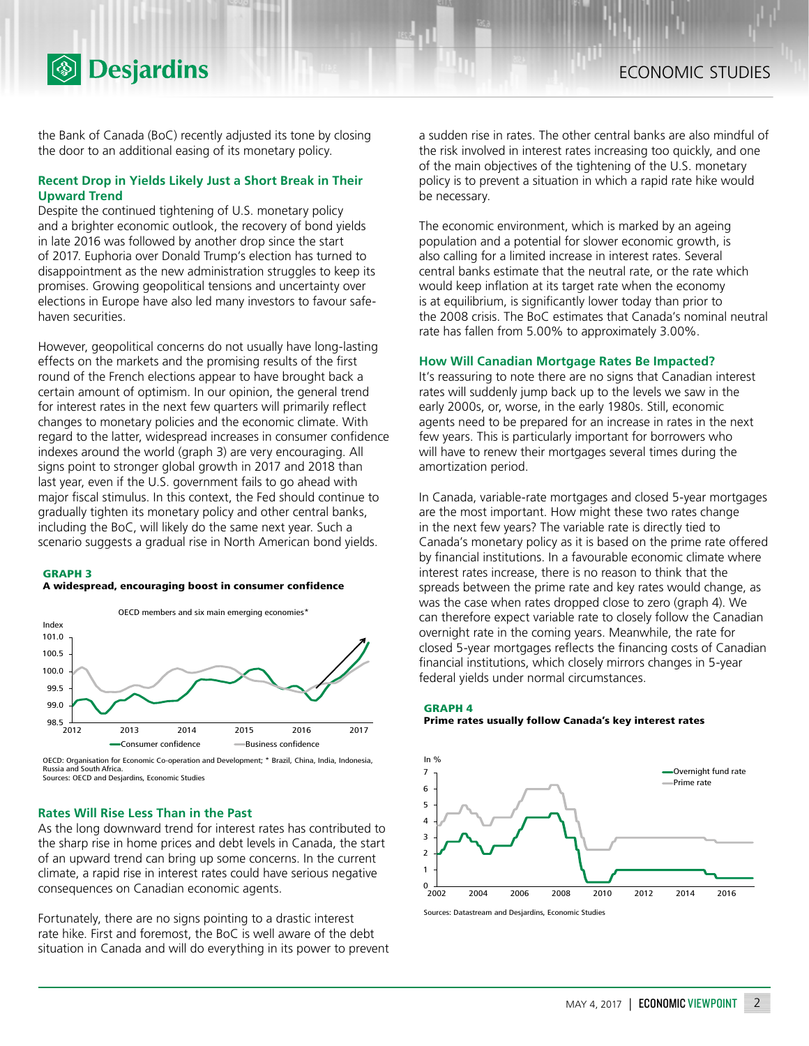the Bank of Canada (BoC) recently adjusted its tone by closing the door to an additional easing of its monetary policy.

## Recent Drop in Yields Likely Just a Short Break in Their Upward Trend

Despite the continued tightening of U.S. monetary policy and a brighter economic outlook, the recovery of bond yields in late 2016 was followed by another drop since the start of 2017. Euphoria over Donald Trump's election has turned to disappointment as the new administration struggles to keep its promises. Growing geopolitical tensions and uncertainty over elections in Europe have also led many investors to favour safe-haven securities.

However, geopolitical concerns do not usually have long-lasting effects on the markets and the promising results of the first round of the French elections appear to have brought back a certain amount of optimism. In our opinion, the general trend for interest rates in the next few quarters will primarily reflect changes to monetary policies and the economic climate. With regard to the latter, widespread increases in consumer confidence indexes around the world (graph 3) are very encouraging. All signs point to stronger global growth in 2017 and 2018 than last year, even if the U.S. government fails to go ahead with major fiscal stimulus. In this context, the Fed should continue to gradually tighten its monetary policy and other central banks, including the BoC, will likely do the same next year. Such a scenario suggests a gradual rise in North American bond yields.

**GRAPH 3**
**A widespread, encouraging boost in consumer confidence**

OECD: Organisation for Economic Co-operation and Development; * Brazil, China, India, Indonesia, Russia and South Africa.
Sources: OECD and Desjardins, Economic Studies

## Rates Will Rise Less Than in the Past

As the long downward trend for interest rates has contributed to the sharp rise in home prices and debt levels in Canada, the start of an upward trend can bring up some concerns. In the current climate, a rapid rise in interest rates could have serious negative consequences on Canadian economic agents.

Fortunately, there are no signs pointing to a drastic interest rate hike. First and foremost, the BoC is well aware of the debt situation in Canada and will do everything in its power to prevent a sudden rise in rates. The other central banks are also mindful of the risk involved in interest rates increasing too quickly, and one of the main objectives of the tightening of the U.S. monetary policy is to prevent a situation in which a rapid rate hike would be necessary.

The economic environment, which is marked by an ageing population and a potential for slower economic growth, is also calling for a limited increase in interest rates. Several central banks estimate that the neutral rate, or the rate which would keep inflation at its target rate when the economy is at equilibrium, is significantly lower today than prior to the 2008 crisis. The BoC estimates that Canada's nominal neutral rate has fallen from 5.00% to approximately 3.00%.

## How Will Canadian Mortgage Rates Be Impacted?

It's reassuring to note there are no signs that Canadian interest rates will suddenly jump back up to the levels we saw in the early 2000s, or, worse, in the early 1980s. Still, economic agents need to be prepared for an increase in rates in the next few years. This is particularly important for borrowers who will have to renew their mortgages several times during the amortization period.

In Canada, variable-rate mortgages and closed 5-year mortgages are the most important. How might these two rates change in the next few years? The variable rate is directly tied to Canada's monetary policy as it is based on the prime rate offered by financial institutions. In a favourable economic climate where interest rates increase, there is no reason to think that the spreads between the prime rate and key rates would change, as was the case when rates dropped close to zero (graph 4). We can therefore expect variable rate to closely follow the Canadian overnight rate in the coming years. Meanwhile, the rate for closed 5-year mortgages reflects the financing costs of Canadian financial institutions, which closely mirrors changes in 5-year federal yields under normal circumstances.

**GRAPH 4**
**Prime rates usually follow Canada's key interest rates**

Sources: Datastream and Desjardins, Economic Studies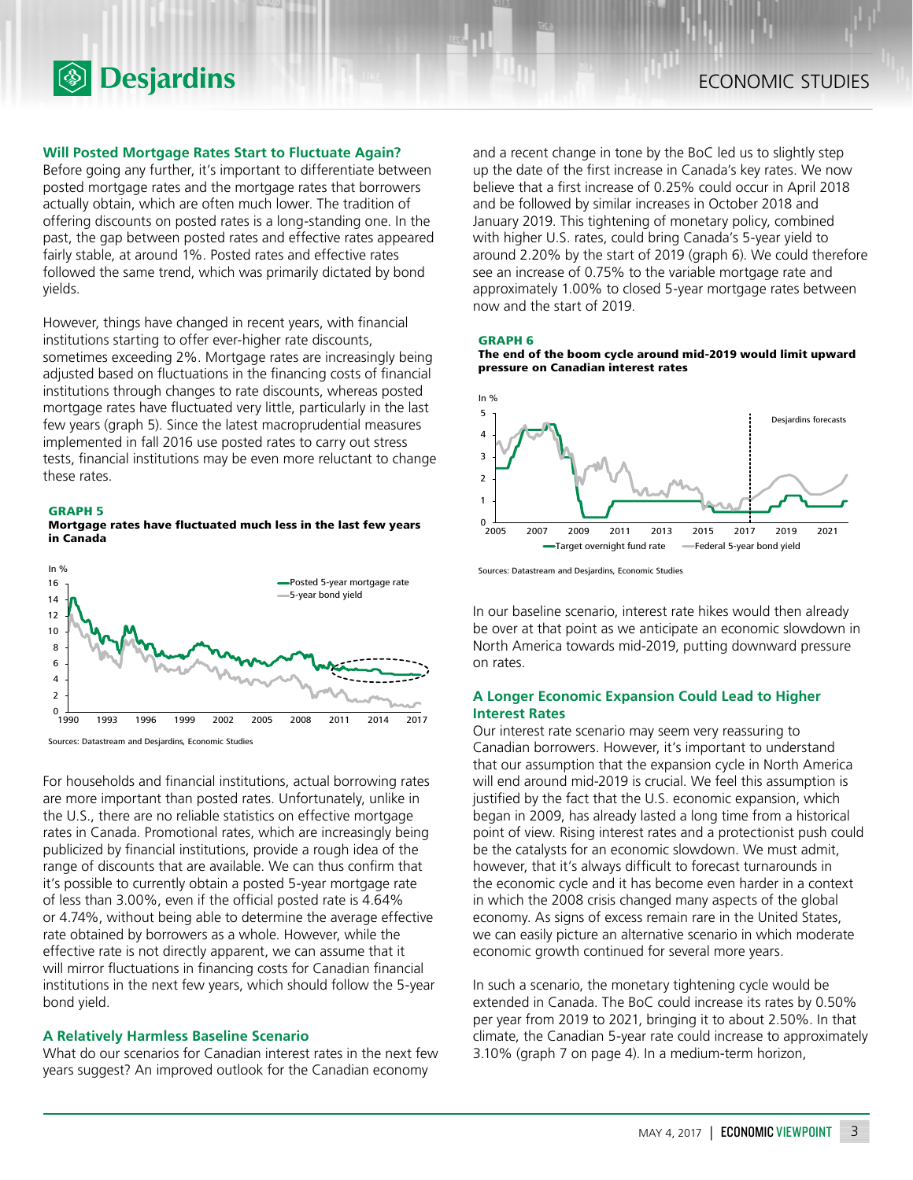### Will Posted Mortgage Rates Start to Fluctuate Again?

Before going any further, it's important to differentiate between posted mortgage rates and the mortgage rates that borrowers actually obtain, which are often much lower. The tradition of offering discounts on posted rates is a long-standing one. In the past, the gap between posted rates and effective rates appeared fairly stable, at around 1%. Posted rates and effective rates followed the same trend, which was primarily dictated by bond yields.

However, things have changed in recent years, with financial institutions starting to offer ever-higher rate discounts, sometimes exceeding 2%. Mortgage rates are increasingly being adjusted based on fluctuations in the financing costs of financial institutions through changes to rate discounts, whereas posted mortgage rates have fluctuated very little, particularly in the last few years (graph 5). Since the latest macroprudential measures implemented in fall 2016 use posted rates to carry out stress tests, financial institutions may be even more reluctant to change these rates.

**GRAPH 5**
**Mortgage rates have fluctuated much less in the last few years in Canada**

Sources: Datastream and Desjardins, Economic Studies

For households and financial institutions, actual borrowing rates are more important than posted rates. Unfortunately, unlike in the U.S., there are no reliable statistics on effective mortgage rates in Canada. Promotional rates, which are increasingly being publicized by financial institutions, provide a rough idea of the range of discounts that are available. We can thus confirm that it's possible to currently obtain a posted 5-year mortgage rate of less than 3.00%, even if the official posted rate is 4.64% or 4.74%, without being able to determine the average effective rate obtained by borrowers as a whole. However, while the effective rate is not directly apparent, we can assume that it will mirror fluctuations in financing costs for Canadian financial institutions in the next few years, which should follow the 5-year bond yield.

### A Relatively Harmless Baseline Scenario

What do our scenarios for Canadian interest rates in the next few years suggest? An improved outlook for the Canadian economy and a recent change in tone by the BoC led us to slightly step up the date of the first increase in Canada's key rates. We now believe that a first increase of 0.25% could occur in April 2018 and be followed by similar increases in October 2018 and January 2019. This tightening of monetary policy, combined with higher U.S. rates, could bring Canada's 5-year yield to around 2.20% by the start of 2019 (graph 6). We could therefore see an increase of 0.75% to the variable mortgage rate and approximately 1.00% to closed 5-year mortgage rates between now and the start of 2019.

**GRAPH 6**
**The end of the boom cycle around mid-2019 would limit upward pressure on Canadian interest rates**

Sources: Datastream and Desjardins, Economic Studies

In our baseline scenario, interest rate hikes would then already be over at that point as we anticipate an economic slowdown in North America towards mid-2019, putting downward pressure on rates.

### A Longer Economic Expansion Could Lead to Higher Interest Rates

Our interest rate scenario may seem very reassuring to Canadian borrowers. However, it's important to understand that our assumption that the expansion cycle in North America will end around mid-2019 is crucial. We feel this assumption is justified by the fact that the U.S. economic expansion, which began in 2009, has already lasted a long time from a historical point of view. Rising interest rates and a protectionist push could be the catalysts for an economic slowdown. We must admit, however, that it's always difficult to forecast turnarounds in the economic cycle and it has become even harder in a context in which the 2008 crisis changed many aspects of the global economy. As signs of excess remain rare in the United States, we can easily picture an alternative scenario in which moderate economic growth continued for several more years.

In such a scenario, the monetary tightening cycle would be extended in Canada. The BoC could increase its rates by 0.50% per year from 2019 to 2021, bringing it to about 2.50%. In that climate, the Canadian 5-year rate could increase to approximately 3.10% (graph 7 on page 4). In a medium-term horizon,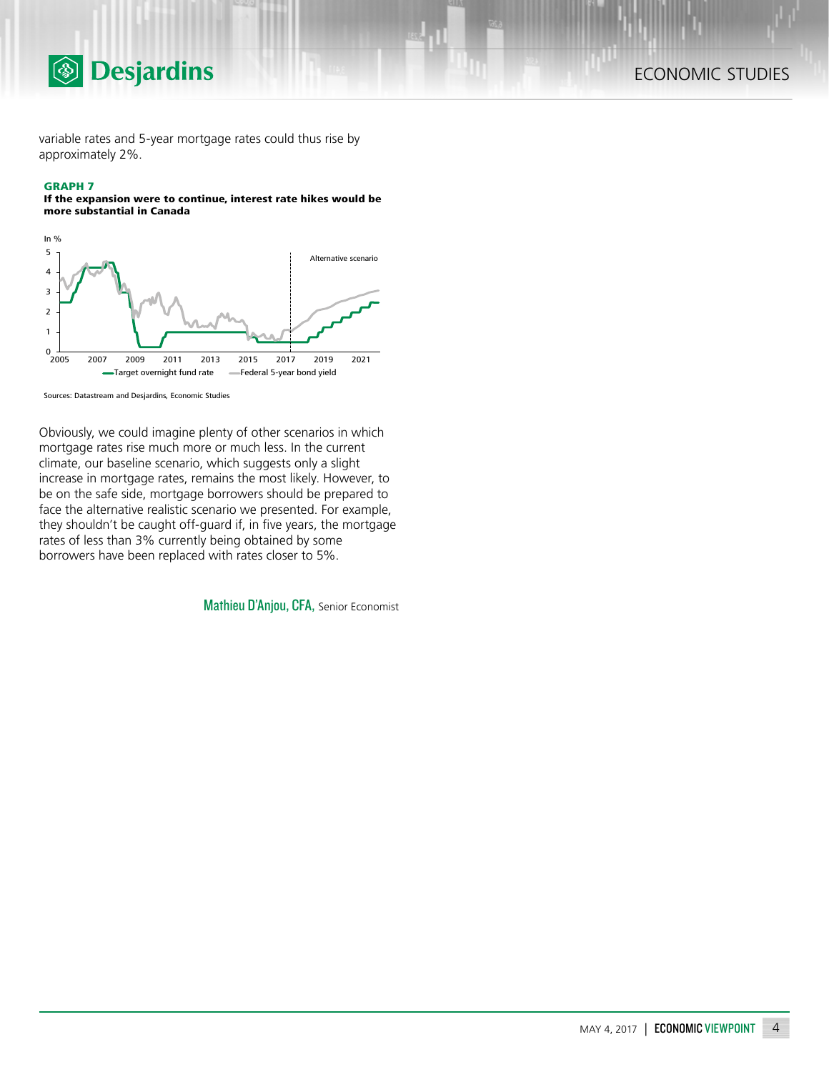variable rates and 5-year mortgage rates could thus rise by approximately 2%.

**GRAPH 7**
**If the expansion were to continue, interest rate hikes would be more substantial in Canada**

In %
5
4
3
2
1
0
2005 2007 2009 2011 2013 2015 2017 2019 2021
Alternative scenario
Target overnight fund rate
Federal 5-year bond yield

Sources: Datastream and Desjardins, Economic Studies

Obviously, we could imagine plenty of other scenarios in which mortgage rates rise much more or much less. In the current climate, our baseline scenario, which suggests only a slight increase in mortgage rates, remains the most likely. However, to be on the safe side, mortgage borrowers should be prepared to face the alternative realistic scenario we presented. For example, they shouldn't be caught off-guard if, in five years, the mortgage rates of less than 3% currently being obtained by some borrowers have been replaced with rates closer to 5%.

Mathieu D'Anjou, CFA, Senior Economist